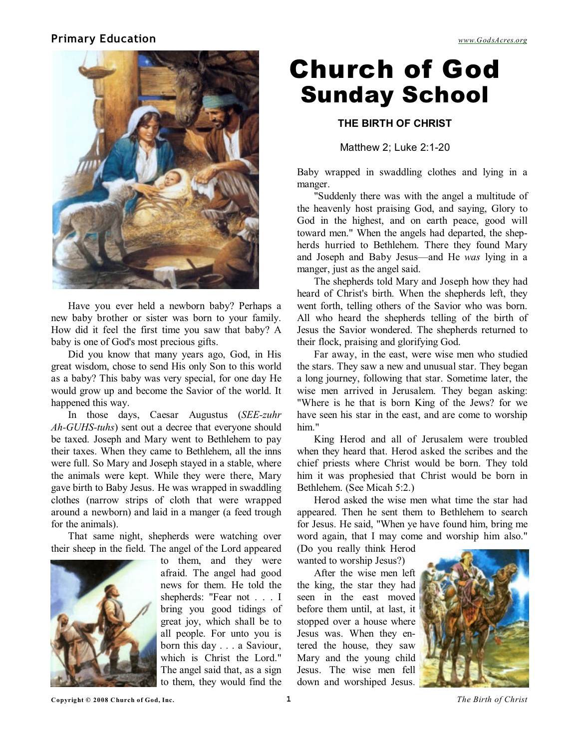# Church of God Sunday School

## THE BIRTH OF CHRIST

Matthew 2; Luke 2:1-20

Have you ever held a newborn baby? Perhaps a new baby brother or sister was born to your family. How did it feel the first time you saw that baby? A baby is one of God's most precious gifts.

Did you know that many years ago, God, in His great wisdom, chose to send His only Son to this world as a baby? This baby was very special, for one day He would grow up and become the Savior of the world. It happened this way.

In those days, Caesar Augustus (*SEE-zuhr Ah-GUHS-tuhs*) sent out a decree that everyone should be taxed. Joseph and Mary went to Bethlehem to pay their taxes. When they came to Bethlehem, all the inns were full. So Mary and Joseph stayed in a stable, where the animals were kept. While they were there, Mary gave birth to Baby Jesus. He was wrapped in swaddling clothes (narrow strips of cloth that were wrapped around a newborn) and laid in a manger (a feed trough for the animals).

That same night, shepherds were watching over their sheep in the field. The angel of the Lord appeared to them, and they were afraid. The angel had good news for them. He told the shepherds: "Fear not . . . I bring you good tidings of great joy, which shall be to all people. For unto you is born this day . . . a Saviour, which is Christ the Lord." The angel said that, as a sign to them, they would find the Baby wrapped in swaddling clothes and lying in a manger.

"Suddenly there was with the angel a multitude of the heavenly host praising God, and saying, Glory to God in the highest, and on earth peace, good will toward men." When the angels had departed, the shepherds hurried to Bethlehem. There they found Mary and Joseph and Baby Jesus—and He *was* lying in a manger, just as the angel said.

The shepherds told Mary and Joseph how they had heard of Christ's birth. When the shepherds left, they went forth, telling others of the Savior who was born. All who heard the shepherds telling of the birth of Jesus the Savior wondered. The shepherds returned to their flock, praising and glorifying God.

Far away, in the east, were wise men who studied the stars. They saw a new and unusual star. They began a long journey, following that star. Sometime later, the wise men arrived in Jerusalem. They began asking: "Where is he that is born King of the Jews? for we have seen his star in the east, and are come to worship him."

King Herod and all of Jerusalem were troubled when they heard that. Herod asked the scribes and the chief priests where Christ would be born. They told him it was prophesied that Christ would be born in Bethlehem. (See Micah 5:2.)

Herod asked the wise men what time the star had appeared. Then he sent them to Bethlehem to search for Jesus. He said, "When ye have found him, bring me word again, that I may come and worship him also." (Do you really think Herod wanted to worship Jesus?)

After the wise men left the king, the star they had seen in the east moved before them until, at last, it stopped over a house where Jesus was. When they entered the house, they saw Mary and the young child Jesus. The wise men fell down and worshiped Jesus.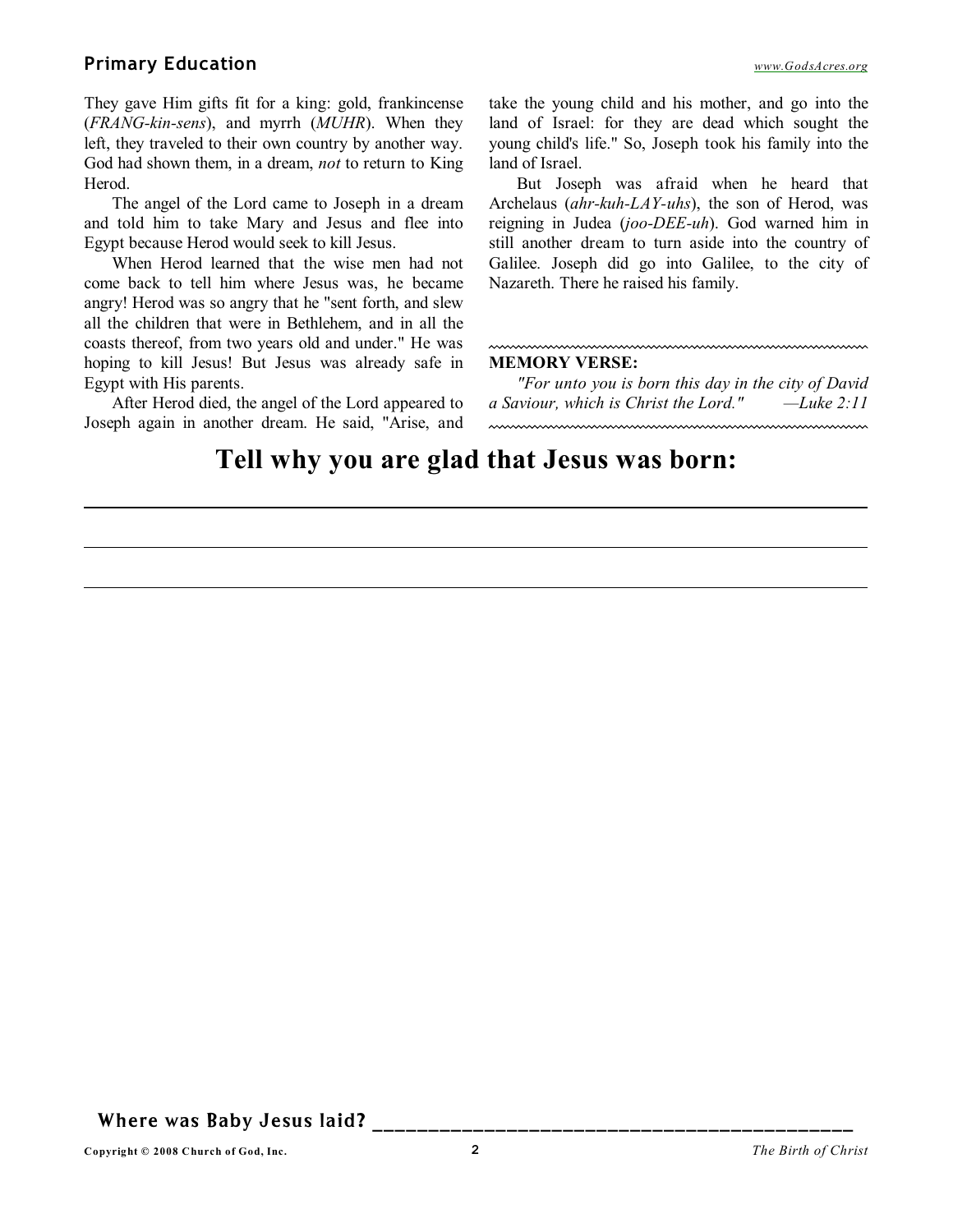They gave Him gifts fit for a king: gold, frankincense (*FRANG-kin-sens*), and myrrh (*MUHR*). When they left, they traveled to their own country by another way. God had shown them, in a dream, *not* to return to King Herod.

The angel of the Lord came to Joseph in a dream and told him to take Mary and Jesus and flee into Egypt because Herod would seek to kill Jesus.

When Herod learned that the wise men had not come back to tell him where Jesus was, he became angry! Herod was so angry that he "sent forth, and slew all the children that were in Bethlehem, and in all the coasts thereof, from two years old and under." He was hoping to kill Jesus! But Jesus was already safe in Egypt with His parents.

After Herod died, the angel of the Lord appeared to Joseph again in another dream. He said, "Arise, and take the young child and his mother, and go into the land of Israel: for they are dead which sought the young child's life." So, Joseph took his family into the land of Israel.

But Joseph was afraid when he heard that Archelaus (*ahr-kuh-LAY-uhs*), the son of Herod, was reigning in Judea (*joo-DEE-uh*). God warned him in still another dream to turn aside into the country of Galilee. Joseph did go into Galilee, to the city of Nazareth. There he raised his family.

**MEMORY VERSE:**

*"For unto you is born this day in the city of David a Saviour, which is Christ the Lord."* —*Luke 2:11*

# Tell why you are glad that Jesus was born:

\_\_\_\_\_\_\_\_\_\_\_\_\_\_\_\_\_\_\_\_\_\_\_\_\_\_\_\_\_\_\_\_\_\_\_\_\_\_\_\_\_\_\_\_\_\_\_\_\_\_\_\_\_\_\_\_\_\_\_\_

\_\_\_\_\_\_\_\_\_\_\_\_\_\_\_\_\_\_\_\_\_\_\_\_\_\_\_\_\_\_\_\_\_\_\_\_\_\_\_\_\_\_\_\_\_\_\_\_\_\_\_\_\_\_\_\_\_\_\_\_

\_\_\_\_\_\_\_\_\_\_\_\_\_\_\_\_\_\_\_\_\_\_\_\_\_\_\_\_\_\_\_\_\_\_\_\_\_\_\_\_\_\_\_\_\_\_\_\_\_\_\_\_\_\_\_\_\_\_\_\_

**Where was Baby Jesus laid?** \_\_\_\_\_\_\_\_\_\_\_\_\_\_\_\_\_\_\_\_\_\_\_\_\_\_\_\_\_\_\_\_\_\_\_\_\_\_\_\_\_\_\_\_

Copyright © 2008 Church of God, Inc.